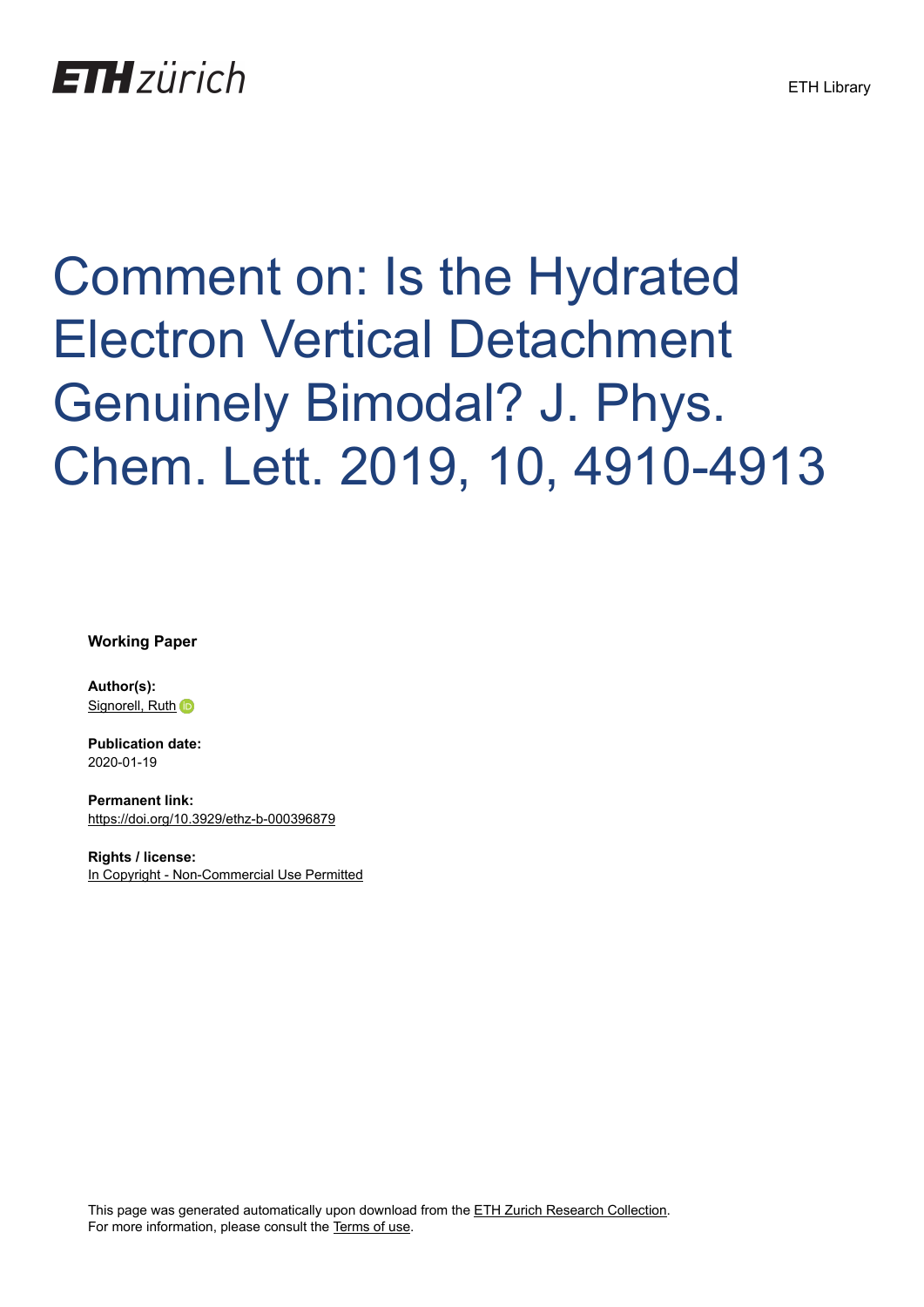ETH zürich

ETH Library

# Comment on: Is the Hydrated Electron Vertical Detachment Genuinely Bimodal? J. Phys. Chem. Lett. 2019, 10, 4910-4913

**Working Paper**

**Author(s):**
Signorell, Ruth

**Publication date:**
2020-01-19

**Permanent link:**
https://doi.org/10.3929/ethz-b-000396879

**Rights / license:**
In Copyright - Non-Commercial Use Permitted

This page was generated automatically upon download from the ETH Zurich Research Collection.
For more information, please consult the Terms of use.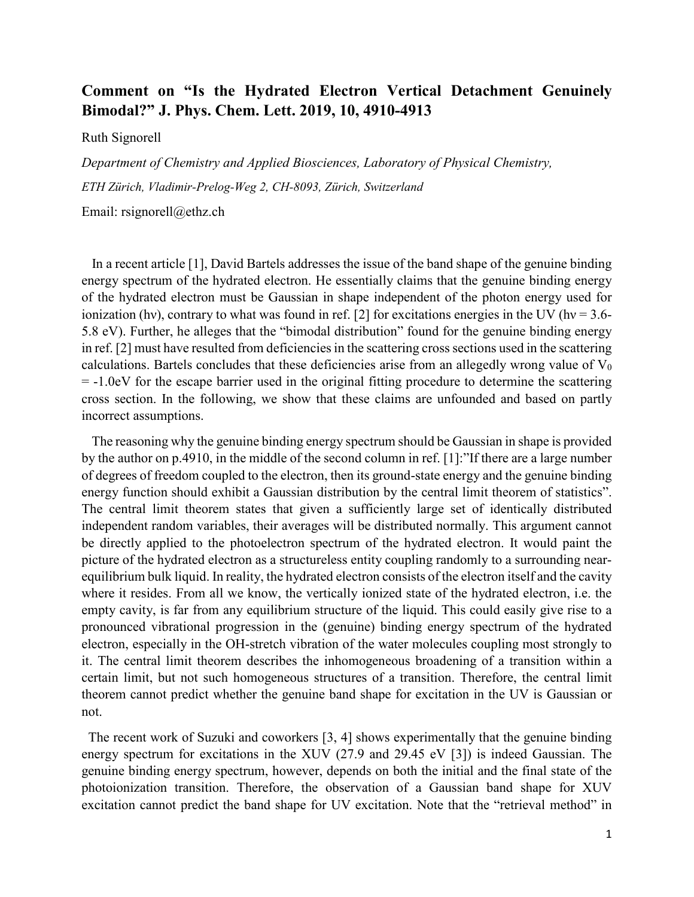## Comment on "Is the Hydrated Electron Vertical Detachment Genuinely Bimodal?" J. Phys. Chem. Lett. 2019, 10, 4910-4913

Ruth Signorell

*Department of Chemistry and Applied Biosciences, Laboratory of Physical Chemistry,*

*ETH Zürich, Vladimir-Prelog-Weg 2, CH-8093, Zürich, Switzerland*

Email: rsignorell@ethz.ch

In a recent article [1], David Bartels addresses the issue of the band shape of the genuine binding energy spectrum of the hydrated electron. He essentially claims that the genuine binding energy of the hydrated electron must be Gaussian in shape independent of the photon energy used for ionization (hν), contrary to what was found in ref. [2] for excitations energies in the UV (hν = 3.6-5.8 eV). Further, he alleges that the "bimodal distribution" found for the genuine binding energy in ref. [2] must have resulted from deficiencies in the scattering cross sections used in the scattering calculations. Bartels concludes that these deficiencies arise from an allegedly wrong value of $V_0$ = -1.0eV for the escape barrier used in the original fitting procedure to determine the scattering cross section. In the following, we show that these claims are unfounded and based on partly incorrect assumptions.

The reasoning why the genuine binding energy spectrum should be Gaussian in shape is provided by the author on p.4910, in the middle of the second column in ref. [1]:"If there are a large number of degrees of freedom coupled to the electron, then its ground-state energy and the genuine binding energy function should exhibit a Gaussian distribution by the central limit theorem of statistics". The central limit theorem states that given a sufficiently large set of identically distributed independent random variables, their averages will be distributed normally. This argument cannot be directly applied to the photoelectron spectrum of the hydrated electron. It would paint the picture of the hydrated electron as a structureless entity coupling randomly to a surrounding near-equilibrium bulk liquid. In reality, the hydrated electron consists of the electron itself and the cavity where it resides. From all we know, the vertically ionized state of the hydrated electron, i.e. the empty cavity, is far from any equilibrium structure of the liquid. This could easily give rise to a pronounced vibrational progression in the (genuine) binding energy spectrum of the hydrated electron, especially in the OH-stretch vibration of the water molecules coupling most strongly to it. The central limit theorem describes the inhomogeneous broadening of a transition within a certain limit, but not such homogeneous structures of a transition. Therefore, the central limit theorem cannot predict whether the genuine band shape for excitation in the UV is Gaussian or not.

The recent work of Suzuki and coworkers [3, 4] shows experimentally that the genuine binding energy spectrum for excitations in the XUV (27.9 and 29.45 eV [3]) is indeed Gaussian. The genuine binding energy spectrum, however, depends on both the initial and the final state of the photoionization transition. Therefore, the observation of a Gaussian band shape for XUV excitation cannot predict the band shape for UV excitation. Note that the "retrieval method" in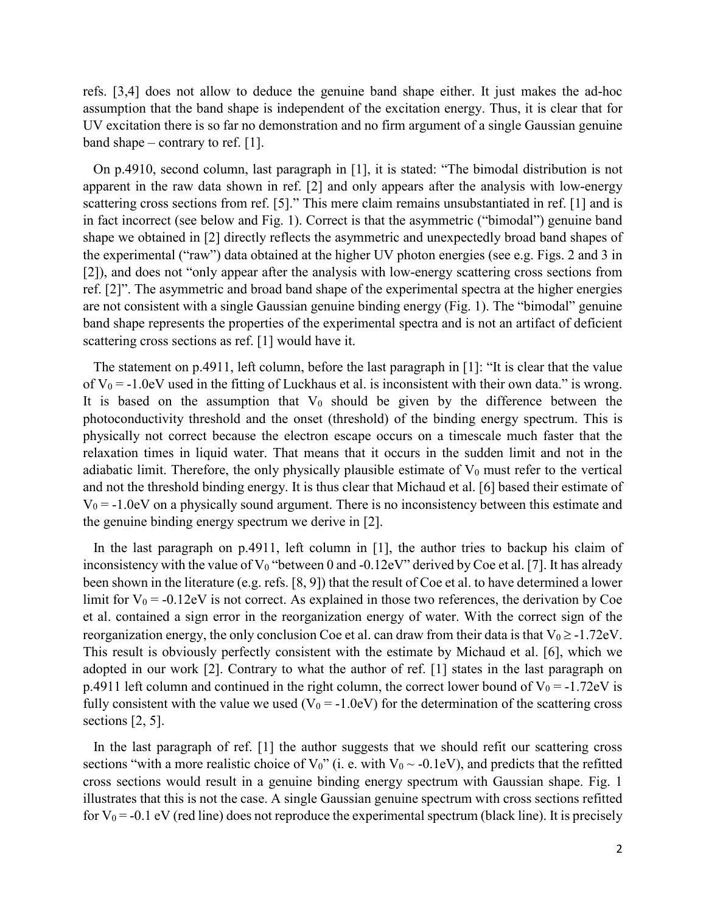refs. [3,4] does not allow to deduce the genuine band shape either. It just makes the ad-hoc assumption that the band shape is independent of the excitation energy. Thus, it is clear that for UV excitation there is so far no demonstration and no firm argument of a single Gaussian genuine band shape – contrary to ref. [1].

On p.4910, second column, last paragraph in [1], it is stated: "The bimodal distribution is not apparent in the raw data shown in ref. [2] and only appears after the analysis with low-energy scattering cross sections from ref. [5]." This mere claim remains unsubstantiated in ref. [1] and is in fact incorrect (see below and Fig. 1). Correct is that the asymmetric ("bimodal") genuine band shape we obtained in [2] directly reflects the asymmetric and unexpectedly broad band shapes of the experimental ("raw") data obtained at the higher UV photon energies (see e.g. Figs. 2 and 3 in [2]), and does not "only appear after the analysis with low-energy scattering cross sections from ref. [2]". The asymmetric and broad band shape of the experimental spectra at the higher energies are not consistent with a single Gaussian genuine binding energy (Fig. 1). The "bimodal" genuine band shape represents the properties of the experimental spectra and is not an artifact of deficient scattering cross sections as ref. [1] would have it.

The statement on p.4911, left column, before the last paragraph in [1]: "It is clear that the value of $V_0$ = -1.0eV used in the fitting of Luckhaus et al. is inconsistent with their own data." is wrong. It is based on the assumption that $V_0$ should be given by the difference between the photoconductivity threshold and the onset (threshold) of the binding energy spectrum. This is physically not correct because the electron escape occurs on a timescale much faster that the relaxation times in liquid water. That means that it occurs in the sudden limit and not in the adiabatic limit. Therefore, the only physically plausible estimate of $V_0$ must refer to the vertical and not the threshold binding energy. It is thus clear that Michaud et al. [6] based their estimate of $V_0$ = -1.0eV on a physically sound argument. There is no inconsistency between this estimate and the genuine binding energy spectrum we derive in [2].

In the last paragraph on p.4911, left column in [1], the author tries to backup his claim of inconsistency with the value of $V_0$ "between 0 and -0.12eV" derived by Coe et al. [7]. It has already been shown in the literature (e.g. refs. [8, 9]) that the result of Coe et al. to have determined a lower limit for $V_0$ = -0.12eV is not correct. As explained in those two references, the derivation by Coe et al. contained a sign error in the reorganization energy of water. With the correct sign of the reorganization energy, the only conclusion Coe et al. can draw from their data is that $V_0 \geq$ -1.72eV. This result is obviously perfectly consistent with the estimate by Michaud et al. [6], which we adopted in our work [2]. Contrary to what the author of ref. [1] states in the last paragraph on p.4911 left column and continued in the right column, the correct lower bound of $V_0$ = -1.72eV is fully consistent with the value we used ($V_0$ = -1.0eV) for the determination of the scattering cross sections [2, 5].

In the last paragraph of ref. [1] the author suggests that we should refit our scattering cross sections "with a more realistic choice of $V_0$" (i. e. with $V_0 \sim$ -0.1eV), and predicts that the refitted cross sections would result in a genuine binding energy spectrum with Gaussian shape. Fig. 1 illustrates that this is not the case. A single Gaussian genuine spectrum with cross sections refitted for $V_0$ = -0.1 eV (red line) does not reproduce the experimental spectrum (black line). It is precisely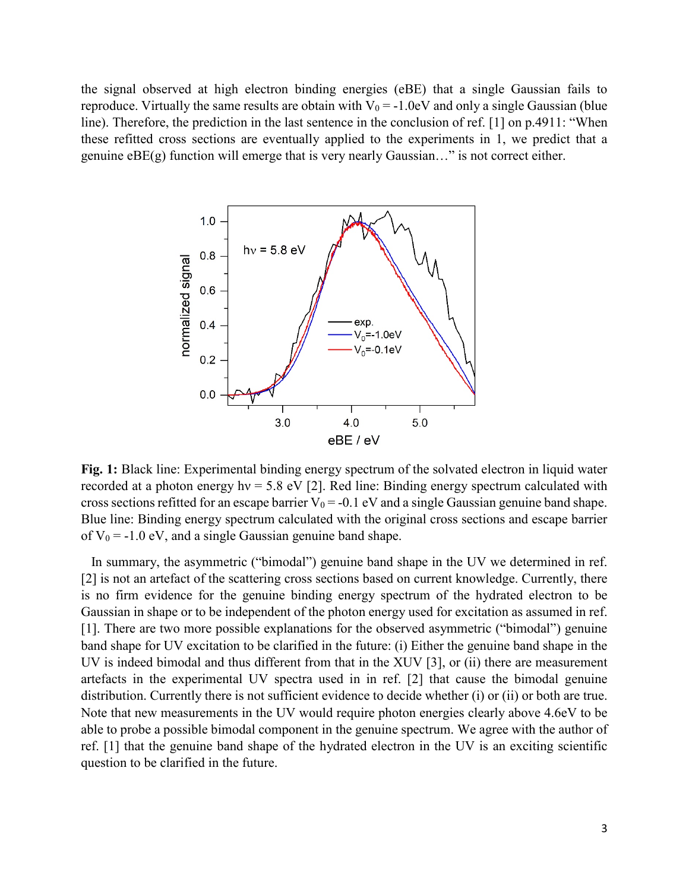the signal observed at high electron binding energies (eBE) that a single Gaussian fails to reproduce. Virtually the same results are obtain with $V_0 = -1.0$eV and only a single Gaussian (blue line). Therefore, the prediction in the last sentence in the conclusion of ref. [1] on p.4911: "When these refitted cross sections are eventually applied to the experiments in 1, we predict that a genuine eBE(g) function will emerge that is very nearly Gaussian…" is not correct either.

**Fig. 1:** Black line: Experimental binding energy spectrum of the solvated electron in liquid water recorded at a photon energy hν = 5.8 eV [2]. Red line: Binding energy spectrum calculated with cross sections refitted for an escape barrier $V_0 = -0.1$ eV and a single Gaussian genuine band shape. Blue line: Binding energy spectrum calculated with the original cross sections and escape barrier of $V_0 = -1.0$ eV, and a single Gaussian genuine band shape.

In summary, the asymmetric ("bimodal") genuine band shape in the UV we determined in ref. [2] is not an artefact of the scattering cross sections based on current knowledge. Currently, there is no firm evidence for the genuine binding energy spectrum of the hydrated electron to be Gaussian in shape or to be independent of the photon energy used for excitation as assumed in ref. [1]. There are two more possible explanations for the observed asymmetric ("bimodal") genuine band shape for UV excitation to be clarified in the future: (i) Either the genuine band shape in the UV is indeed bimodal and thus different from that in the XUV [3], or (ii) there are measurement artefacts in the experimental UV spectra used in in ref. [2] that cause the bimodal genuine distribution. Currently there is not sufficient evidence to decide whether (i) or (ii) or both are true. Note that new measurements in the UV would require photon energies clearly above 4.6eV to be able to probe a possible bimodal component in the genuine spectrum. We agree with the author of ref. [1] that the genuine band shape of the hydrated electron in the UV is an exciting scientific question to be clarified in the future.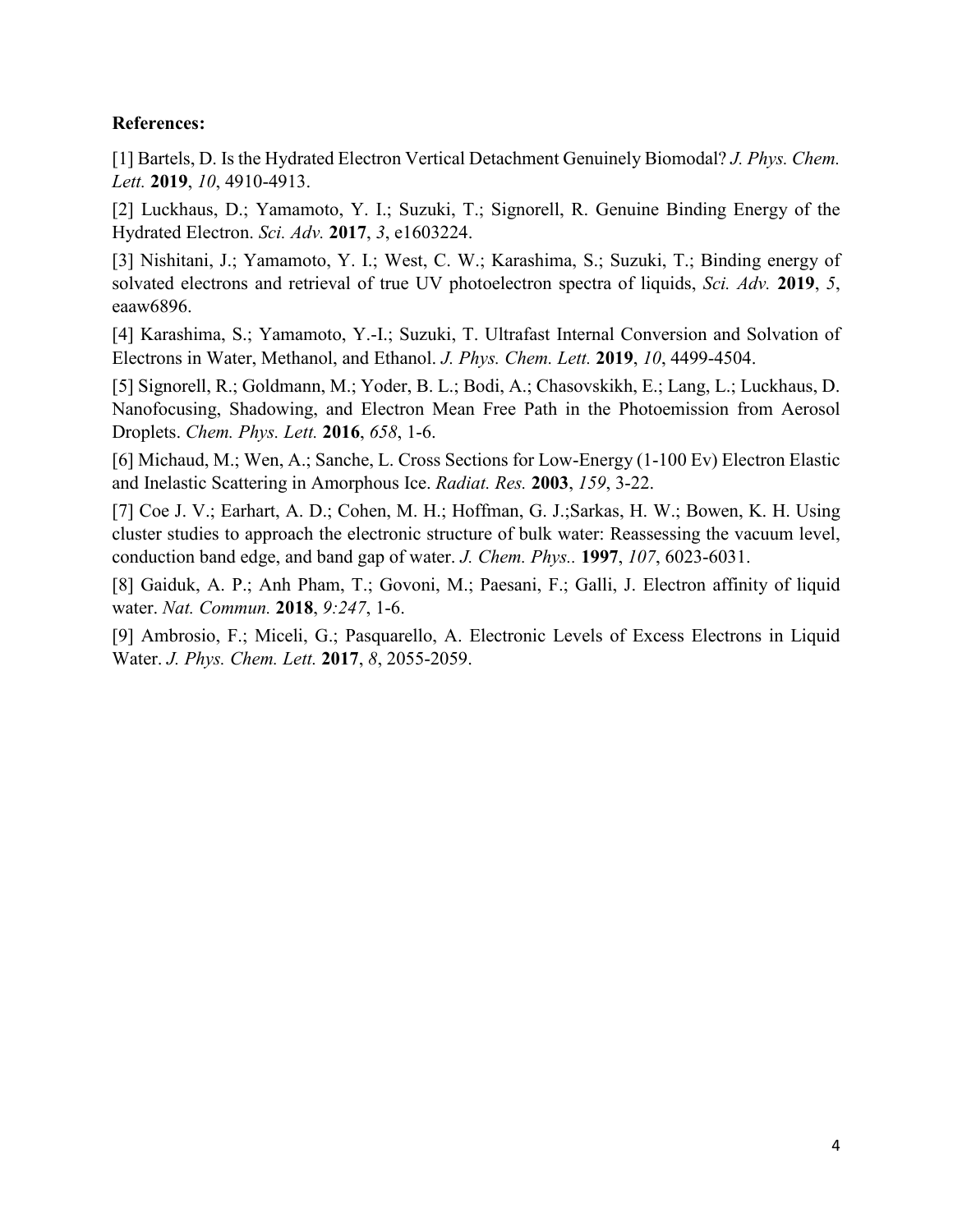**References:**

[1] Bartels, D. Is the Hydrated Electron Vertical Detachment Genuinely Biomodal? *J. Phys. Chem. Lett.* **2019**, *10*, 4910-4913.

[2] Luckhaus, D.; Yamamoto, Y. I.; Suzuki, T.; Signorell, R. Genuine Binding Energy of the Hydrated Electron. *Sci. Adv.* **2017**, *3*, e1603224.

[3] Nishitani, J.; Yamamoto, Y. I.; West, C. W.; Karashima, S.; Suzuki, T.; Binding energy of solvated electrons and retrieval of true UV photoelectron spectra of liquids, *Sci. Adv.* **2019**, *5*, eaaw6896.

[4] Karashima, S.; Yamamoto, Y.-I.; Suzuki, T. Ultrafast Internal Conversion and Solvation of Electrons in Water, Methanol, and Ethanol. *J. Phys. Chem. Lett.* **2019**, *10*, 4499-4504.

[5] Signorell, R.; Goldmann, M.; Yoder, B. L.; Bodi, A.; Chasovskikh, E.; Lang, L.; Luckhaus, D. Nanofocusing, Shadowing, and Electron Mean Free Path in the Photoemission from Aerosol Droplets. *Chem. Phys. Lett.* **2016**, *658*, 1-6.

[6] Michaud, M.; Wen, A.; Sanche, L. Cross Sections for Low-Energy (1-100 Ev) Electron Elastic and Inelastic Scattering in Amorphous Ice. *Radiat. Res.* **2003**, *159*, 3-22.

[7] Coe J. V.; Earhart, A. D.; Cohen, M. H.; Hoffman, G. J.;Sarkas, H. W.; Bowen, K. H. Using cluster studies to approach the electronic structure of bulk water: Reassessing the vacuum level, conduction band edge, and band gap of water. *J. Chem. Phys.*. **1997**, *107*, 6023-6031.

[8] Gaiduk, A. P.; Anh Pham, T.; Govoni, M.; Paesani, F.; Galli, J. Electron affinity of liquid water. *Nat. Commun.* **2018**, *9:247*, 1-6.

[9] Ambrosio, F.; Miceli, G.; Pasquarello, A. Electronic Levels of Excess Electrons in Liquid Water. *J. Phys. Chem. Lett.* **2017**, *8*, 2055-2059.